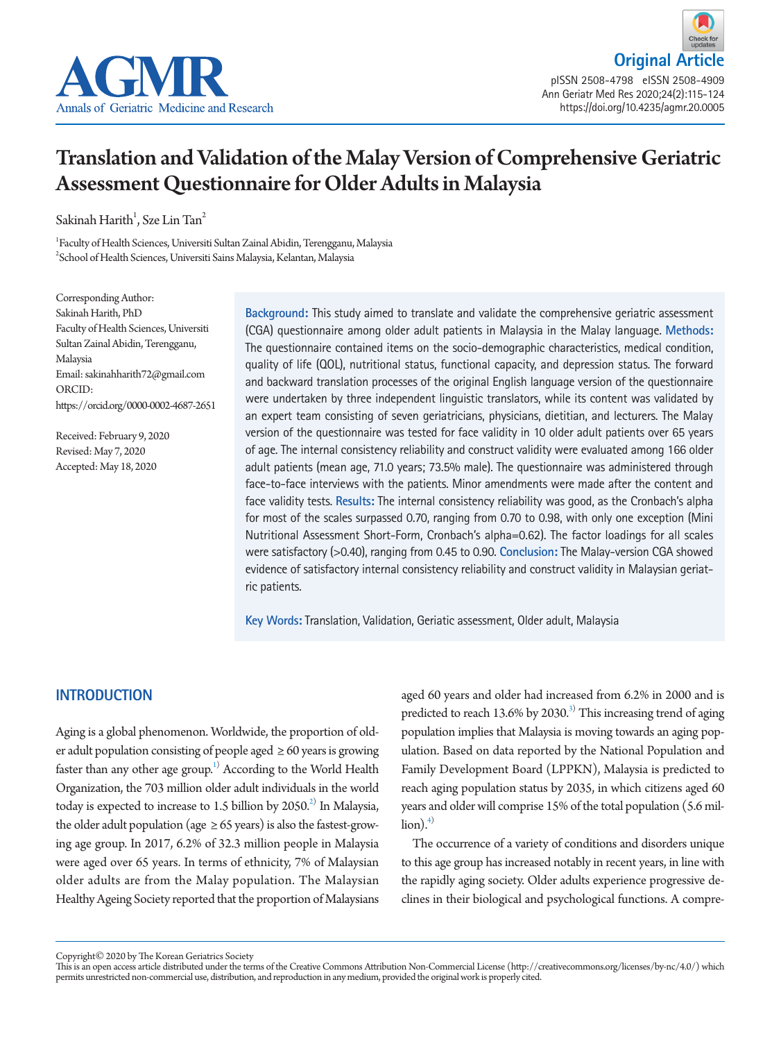# Translation and Validation of the Malay Version of Comprehensive Geriatric Assessment Questionnaire for Older Adults in Malaysia

Sakinah Harith[1], Sze Lin Tan[2]

[1]Faculty of Health Sciences, Universiti Sultan Zainal Abidin, Terengganu, Malaysia
[2]School of Health Sciences, Universiti Sains Malaysia, Kelantan, Malaysia

Corresponding Author:
Sakinah Harith, PhD
Faculty of Health Sciences, Universiti Sultan Zainal Abidin, Terengganu, Malaysia
Email: sakinahharith72@gmail.com
ORCID: https://orcid.org/0000-0002-4687-2651

Received: February 9, 2020
Revised: May 7, 2020
Accepted: May 18, 2020

**Background:** This study aimed to translate and validate the comprehensive geriatric assessment (CGA) questionnaire among older adult patients in Malaysia in the Malay language. **Methods:** The questionnaire contained items on the socio-demographic characteristics, medical condition, quality of life (QOL), nutritional status, functional capacity, and depression status. The forward and backward translation processes of the original English language version of the questionnaire were undertaken by three independent linguistic translators, while its content was validated by an expert team consisting of seven geriatricians, physicians, dietitian, and lecturers. The Malay version of the questionnaire was tested for face validity in 10 older adult patients over 65 years of age. The internal consistency reliability and construct validity were evaluated among 166 older adult patients (mean age, 71.0 years; 73.5% male). The questionnaire was administered through face-to-face interviews with the patients. Minor amendments were made after the content and face validity tests. **Results:** The internal consistency reliability was good, as the Cronbach's alpha for most of the scales surpassed 0.70, ranging from 0.70 to 0.98, with only one exception (Mini Nutritional Assessment Short-Form, Cronbach's alpha=0.62). The factor loadings for all scales were satisfactory (>0.40), ranging from 0.45 to 0.90. **Conclusion:** The Malay-version CGA showed evidence of satisfactory internal consistency reliability and construct validity in Malaysian geriatric patients.

**Key Words:** Translation, Validation, Geriatric assessment, Older adult, Malaysia

## INTRODUCTION

Aging is a global phenomenon. Worldwide, the proportion of older adult population consisting of people aged ≥ 60 years is growing faster than any other age group.[1] According to the World Health Organization, the 703 million older adult individuals in the world today is expected to increase to 1.5 billion by 2050.[2] In Malaysia, the older adult population (age ≥ 65 years) is also the fastest-growing age group. In 2017, 6.2% of 32.3 million people in Malaysia were aged over 65 years. In terms of ethnicity, 7% of Malaysian older adults are from the Malay population. The Malaysian Healthy Ageing Society reported that the proportion of Malaysians aged 60 years and older had increased from 6.2% in 2000 and is predicted to reach 13.6% by 2030.[3] This increasing trend of aging population implies that Malaysia is moving towards an aging population. Based on data reported by the National Population and Family Development Board (LPPKN), Malaysia is predicted to reach aging population status by 2035, in which citizens aged 60 years and older will comprise 15% of the total population (5.6 million).[4]

The occurrence of a variety of conditions and disorders unique to this age group has increased notably in recent years, in line with the rapidly aging society. Older adults experience progressive declines in their biological and psychological functions. A compre-

Copyright© 2020 by The Korean Geriatrics Society
This is an open access article distributed under the terms of the Creative Commons Attribution Non-Commercial License (http://creativecommons.org/licenses/by-nc/4.0/) which permits unrestricted non-commercial use, distribution, and reproduction in any medium, provided the original work is properly cited.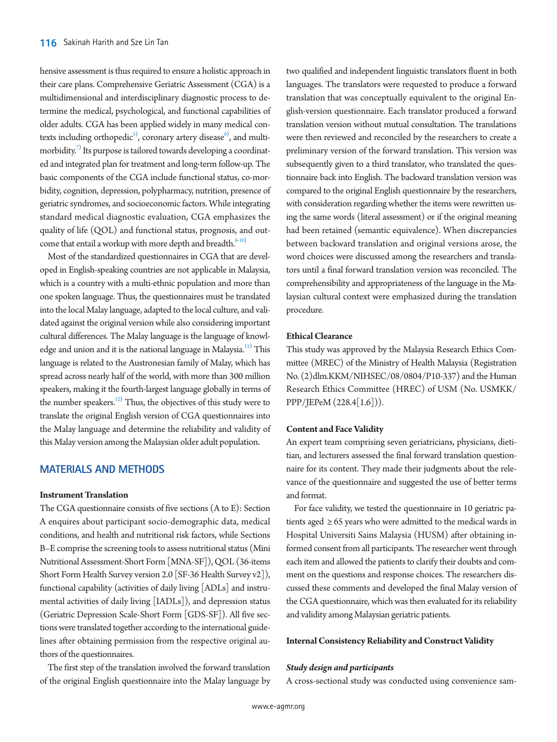hensive assessment is thus required to ensure a holistic approach in their care plans. Comprehensive Geriatric Assessment (CGA) is a multidimensional and interdisciplinary diagnostic process to determine the medical, psychological, and functional capabilities of older adults. CGA has been applied widely in many medical contexts including orthopedic[5], coronary artery disease[6], and multimorbidity.[7] Its purpose is tailored towards developing a coordinated and integrated plan for treatment and long-term follow-up. The basic components of the CGA include functional status, co-morbidity, cognition, depression, polypharmacy, nutrition, presence of geriatric syndromes, and socioeconomic factors. While integrating standard medical diagnostic evaluation, CGA emphasizes the quality of life (QOL) and functional status, prognosis, and outcome that entail a workup with more depth and breadth.[8-10]

Most of the standardized questionnaires in CGA that are developed in English-speaking countries are not applicable in Malaysia, which is a country with a multi-ethnic population and more than one spoken language. Thus, the questionnaires must be translated into the local Malay language, adapted to the local culture, and validated against the original version while also considering important cultural differences. The Malay language is the language of knowledge and union and it is the national language in Malaysia.[11] This language is related to the Austronesian family of Malay, which has spread across nearly half of the world, with more than 300 million speakers, making it the fourth-largest language globally in terms of the number speakers.[12] Thus, the objectives of this study were to translate the original English version of CGA questionnaires into the Malay language and determine the reliability and validity of this Malay version among the Malaysian older adult population.

## MATERIALS AND METHODS

### Instrument Translation

The CGA questionnaire consists of five sections (A to E): Section A enquires about participant socio-demographic data, medical conditions, and health and nutritional risk factors, while Sections B–E comprise the screening tools to assess nutritional status (Mini Nutritional Assessment-Short Form [MNA-SF]), QOL (36-items Short Form Health Survey version 2.0 [SF-36 Health Survey v2]), functional capability (activities of daily living [ADLs] and instrumental activities of daily living [IADLs]), and depression status (Geriatric Depression Scale-Short Form [GDS-SF]). All five sections were translated together according to the international guidelines after obtaining permission from the respective original authors of the questionnaires.

The first step of the translation involved the forward translation of the original English questionnaire into the Malay language by two qualified and independent linguistic translators fluent in both languages. The translators were requested to produce a forward translation that was conceptually equivalent to the original English-version questionnaire. Each translator produced a forward translation version without mutual consultation. The translations were then reviewed and reconciled by the researchers to create a preliminary version of the forward translation. This version was subsequently given to a third translator, who translated the questionnaire back into English. The backward translation version was compared to the original English questionnaire by the researchers, with consideration regarding whether the items were rewritten using the same words (literal assessment) or if the original meaning had been retained (semantic equivalence). When discrepancies between backward translation and original versions arose, the word choices were discussed among the researchers and translators until a final forward translation version was reconciled. The comprehensibility and appropriateness of the language in the Malaysian cultural context were emphasized during the translation procedure.

### Ethical Clearance

This study was approved by the Malaysia Research Ethics Committee (MREC) of the Ministry of Health Malaysia (Registration No. (2)dlm.KKM/NIHSEC/08/0804/P10-337) and the Human Research Ethics Committee (HREC) of USM (No. USMKK/PPP/JEPeM (228.4[1.6])).

### Content and Face Validity

An expert team comprising seven geriatricians, physicians, dietitian, and lecturers assessed the final forward translation questionnaire for its content. They made their judgments about the relevance of the questionnaire and suggested the use of better terms and format.

For face validity, we tested the questionnaire in 10 geriatric patients aged ≥ 65 years who were admitted to the medical wards in Hospital Universiti Sains Malaysia (HUSM) after obtaining informed consent from all participants. The researcher went through each item and allowed the patients to clarify their doubts and comment on the questions and response choices. The researchers discussed these comments and developed the final Malay version of the CGA questionnaire, which was then evaluated for its reliability and validity among Malaysian geriatric patients.

### Internal Consistency Reliability and Construct Validity

#### *Study design and participants*

A cross-sectional study was conducted using convenience sam-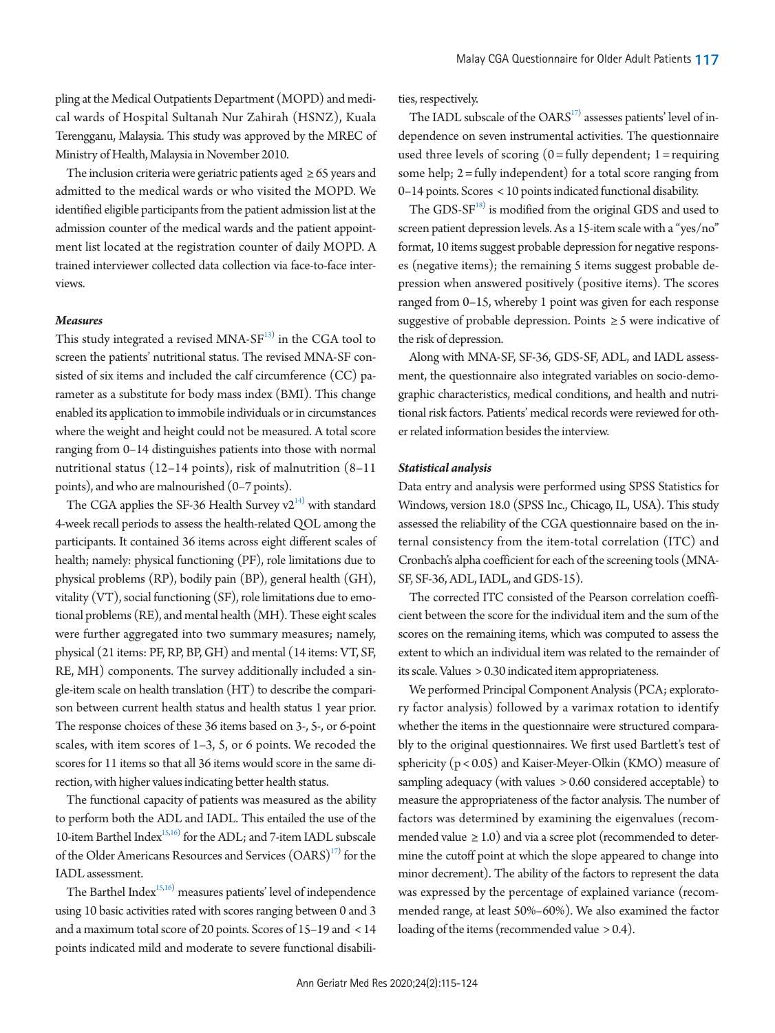pling at the Medical Outpatients Department (MOPD) and medical wards of Hospital Sultanah Nur Zahirah (HSNZ), Kuala Terengganu, Malaysia. This study was approved by the MREC of Ministry of Health, Malaysia in November 2010.

The inclusion criteria were geriatric patients aged ≥65 years and admitted to the medical wards or who visited the MOPD. We identified eligible participants from the patient admission list at the admission counter of the medical wards and the patient appointment list located at the registration counter of daily MOPD. A trained interviewer collected data collection via face-to-face interviews.

### *Measures*

This study integrated a revised MNA-SF[13] in the CGA tool to screen the patients' nutritional status. The revised MNA-SF consisted of six items and included the calf circumference (CC) parameter as a substitute for body mass index (BMI). This change enabled its application to immobile individuals or in circumstances where the weight and height could not be measured. A total score ranging from 0–14 distinguishes patients into those with normal nutritional status (12–14 points), risk of malnutrition (8–11 points), and who are malnourished (0–7 points).

The CGA applies the SF-36 Health Survey v2[14] with standard 4-week recall periods to assess the health-related QOL among the participants. It contained 36 items across eight different scales of health; namely: physical functioning (PF), role limitations due to physical problems (RP), bodily pain (BP), general health (GH), vitality (VT), social functioning (SF), role limitations due to emotional problems (RE), and mental health (MH). These eight scales were further aggregated into two summary measures; namely, physical (21 items: PF, RP, BP, GH) and mental (14 items: VT, SF, RE, MH) components. The survey additionally included a single-item scale on health translation (HT) to describe the comparison between current health status and health status 1 year prior. The response choices of these 36 items based on 3-, 5-, or 6-point scales, with item scores of 1–3, 5, or 6 points. We recoded the scores for 11 items so that all 36 items would score in the same direction, with higher values indicating better health status.

The functional capacity of patients was measured as the ability to perform both the ADL and IADL. This entailed the use of the 10-item Barthel Index[15,16] for the ADL; and 7-item IADL subscale of the Older Americans Resources and Services (OARS)[17] for the IADL assessment.

The Barthel Index[15,16] measures patients' level of independence using 10 basic activities rated with scores ranging between 0 and 3 and a maximum total score of 20 points. Scores of 15–19 and <14 points indicated mild and moderate to severe functional disabilities, respectively.

The IADL subscale of the OARS[17] assesses patients' level of independence on seven instrumental activities. The questionnaire used three levels of scoring (0=fully dependent; 1=requiring some help; 2=fully independent) for a total score ranging from 0–14 points. Scores <10 points indicated functional disability.

The GDS-SF[18] is modified from the original GDS and used to screen patient depression levels. As a 15-item scale with a "yes/no" format, 10 items suggest probable depression for negative responses (negative items); the remaining 5 items suggest probable depression when answered positively (positive items). The scores ranged from 0–15, whereby 1 point was given for each response suggestive of probable depression. Points ≥5 were indicative of the risk of depression.

Along with MNA-SF, SF-36, GDS-SF, ADL, and IADL assessment, the questionnaire also integrated variables on socio-demographic characteristics, medical conditions, and health and nutritional risk factors. Patients' medical records were reviewed for other related information besides the interview.

### *Statistical analysis*

Data entry and analysis were performed using SPSS Statistics for Windows, version 18.0 (SPSS Inc., Chicago, IL, USA). This study assessed the reliability of the CGA questionnaire based on the internal consistency from the item-total correlation (ITC) and Cronbach's alpha coefficient for each of the screening tools (MNA-SF, SF-36, ADL, IADL, and GDS-15).

The corrected ITC consisted of the Pearson correlation coefficient between the score for the individual item and the sum of the scores on the remaining items, which was computed to assess the extent to which an individual item was related to the remainder of its scale. Values >0.30 indicated item appropriateness.

We performed Principal Component Analysis (PCA; exploratory factor analysis) followed by a varimax rotation to identify whether the items in the questionnaire were structured comparably to the original questionnaires. We first used Bartlett's test of sphericity ($p<0.05$) and Kaiser-Meyer-Olkin (KMO) measure of sampling adequacy (with values >0.60 considered acceptable) to measure the appropriateness of the factor analysis. The number of factors was determined by examining the eigenvalues (recommended value ≥1.0) and via a scree plot (recommended to determine the cutoff point at which the slope appeared to change into minor decrement). The ability of the factors to represent the data was expressed by the percentage of explained variance (recommended range, at least 50%–60%). We also examined the factor loading of the items (recommended value >0.4).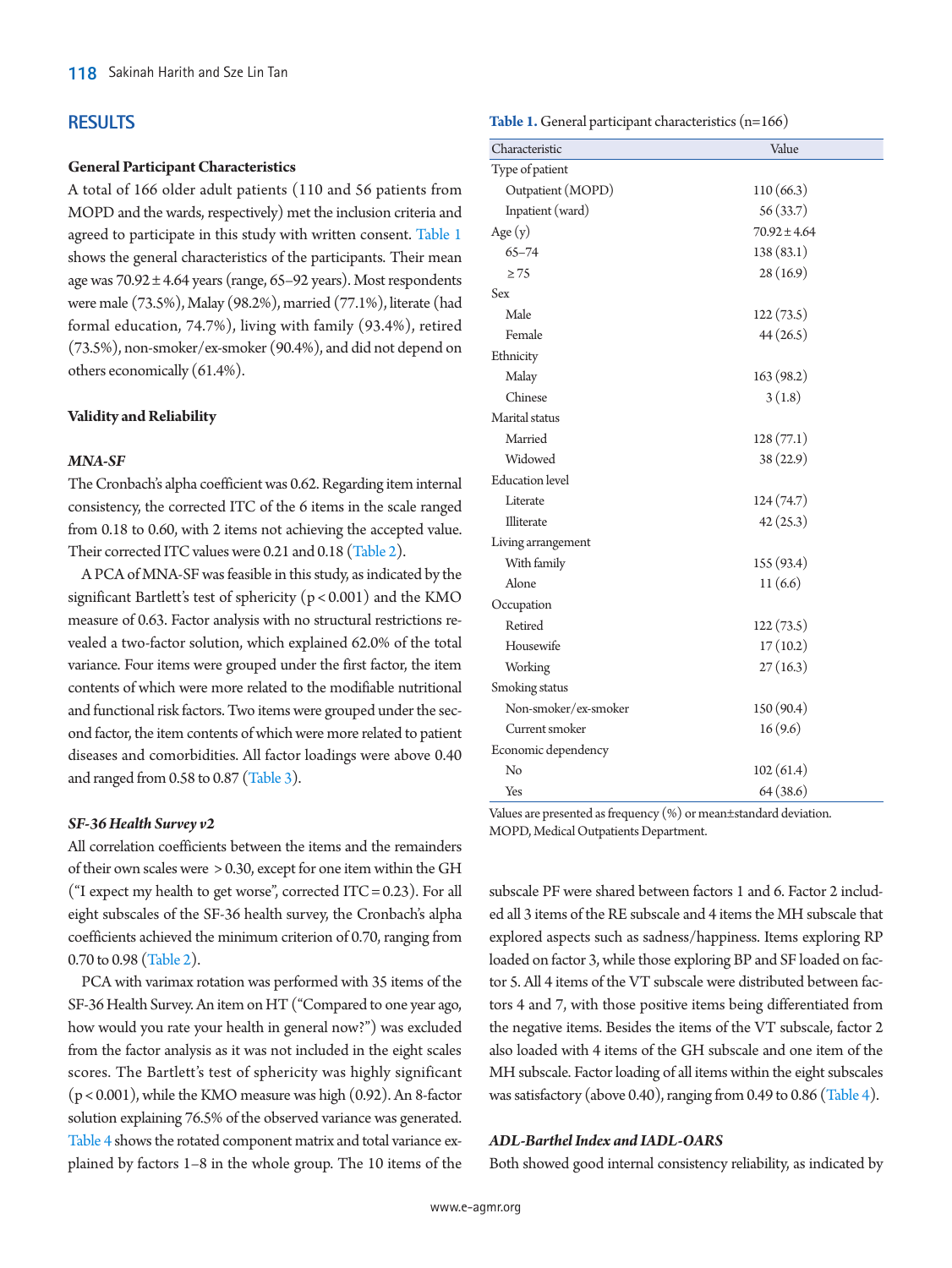## RESULTS

### General Participant Characteristics

A total of 166 older adult patients (110 and 56 patients from MOPD and the wards, respectively) met the inclusion criteria and agreed to participate in this study with written consent. Table 1 shows the general characteristics of the participants. Their mean age was 70.92 ± 4.64 years (range, 65–92 years). Most respondents were male (73.5%), Malay (98.2%), married (77.1%), literate (had formal education, 74.7%), living with family (93.4%), retired (73.5%), non-smoker/ex-smoker (90.4%), and did not depend on others economically (61.4%).

**Table 1.** General participant characteristics (n=166)

| Characteristic | Value |
|---|---|
| Type of patient | |
| Outpatient (MOPD) | 110 (66.3) |
| Inpatient (ward) | 56 (33.7) |
| Age (y) | 70.92 ± 4.64 |
| 65–74 | 138 (83.1) |
| ≥ 75 | 28 (16.9) |
| Sex | |
| Male | 122 (73.5) |
| Female | 44 (26.5) |
| Ethnicity | |
| Malay | 163 (98.2) |
| Chinese | 3 (1.8) |
| Marital status | |
| Married | 128 (77.1) |
| Widowed | 38 (22.9) |
| Education level | |
| Literate | 124 (74.7) |
| Illiterate | 42 (25.3) |
| Living arrangement | |
| With family | 155 (93.4) |
| Alone | 11 (6.6) |
| Occupation | |
| Retired | 122 (73.5) |
| Housewife | 17 (10.2) |
| Working | 27 (16.3) |
| Smoking status | |
| Non-smoker/ex-smoker | 150 (90.4) |
| Current smoker | 16 (9.6) |
| Economic dependency | |
| No | 102 (61.4) |
| Yes | 64 (38.6) |

Values are presented as frequency (%) or mean±standard deviation.
MOPD, Medical Outpatients Department.

### Validity and Reliability

#### *MNA-SF*

The Cronbach's alpha coefficient was 0.62. Regarding item internal consistency, the corrected ITC of the 6 items in the scale ranged from 0.18 to 0.60, with 2 items not achieving the accepted value. Their corrected ITC values were 0.21 and 0.18 (Table 2).

A PCA of MNA-SF was feasible in this study, as indicated by the significant Bartlett's test of sphericity ($p < 0.001$) and the KMO measure of 0.63. Factor analysis with no structural restrictions revealed a two-factor solution, which explained 62.0% of the total variance. Four items were grouped under the first factor, the item contents of which were more related to the modifiable nutritional and functional risk factors. Two items were grouped under the second factor, the item contents of which were more related to patient diseases and comorbidities. All factor loadings were above 0.40 and ranged from 0.58 to 0.87 (Table 3).

#### *SF-36 Health Survey v2*

All correlation coefficients between the items and the remainders of their own scales were > 0.30, except for one item within the GH ("I expect my health to get worse", corrected ITC = 0.23). For all eight subscales of the SF-36 health survey, the Cronbach's alpha coefficients achieved the minimum criterion of 0.70, ranging from 0.70 to 0.98 (Table 2).

PCA with varimax rotation was performed with 35 items of the SF-36 Health Survey. An item on HT ("Compared to one year ago, how would you rate your health in general now?") was excluded from the factor analysis as it was not included in the eight scales scores. The Bartlett's test of sphericity was highly significant ($p < 0.001$), while the KMO measure was high (0.92). An 8-factor solution explaining 76.5% of the observed variance was generated. Table 4 shows the rotated component matrix and total variance explained by factors 1–8 in the whole group. The 10 items of the subscale PF were shared between factors 1 and 6. Factor 2 included all 3 items of the RE subscale and 4 items the MH subscale that explored aspects such as sadness/happiness. Items exploring RP loaded on factor 3, while those exploring BP and SF loaded on factor 5. All 4 items of the VT subscale were distributed between factors 4 and 7, with those positive items being differentiated from the negative items. Besides the items of the VT subscale, factor 2 also loaded with 4 items of the GH subscale and one item of the MH subscale. Factor loading of all items within the eight subscales was satisfactory (above 0.40), ranging from 0.49 to 0.86 (Table 4).

#### *ADL-Barthel Index and IADL-OARS*

Both showed good internal consistency reliability, as indicated by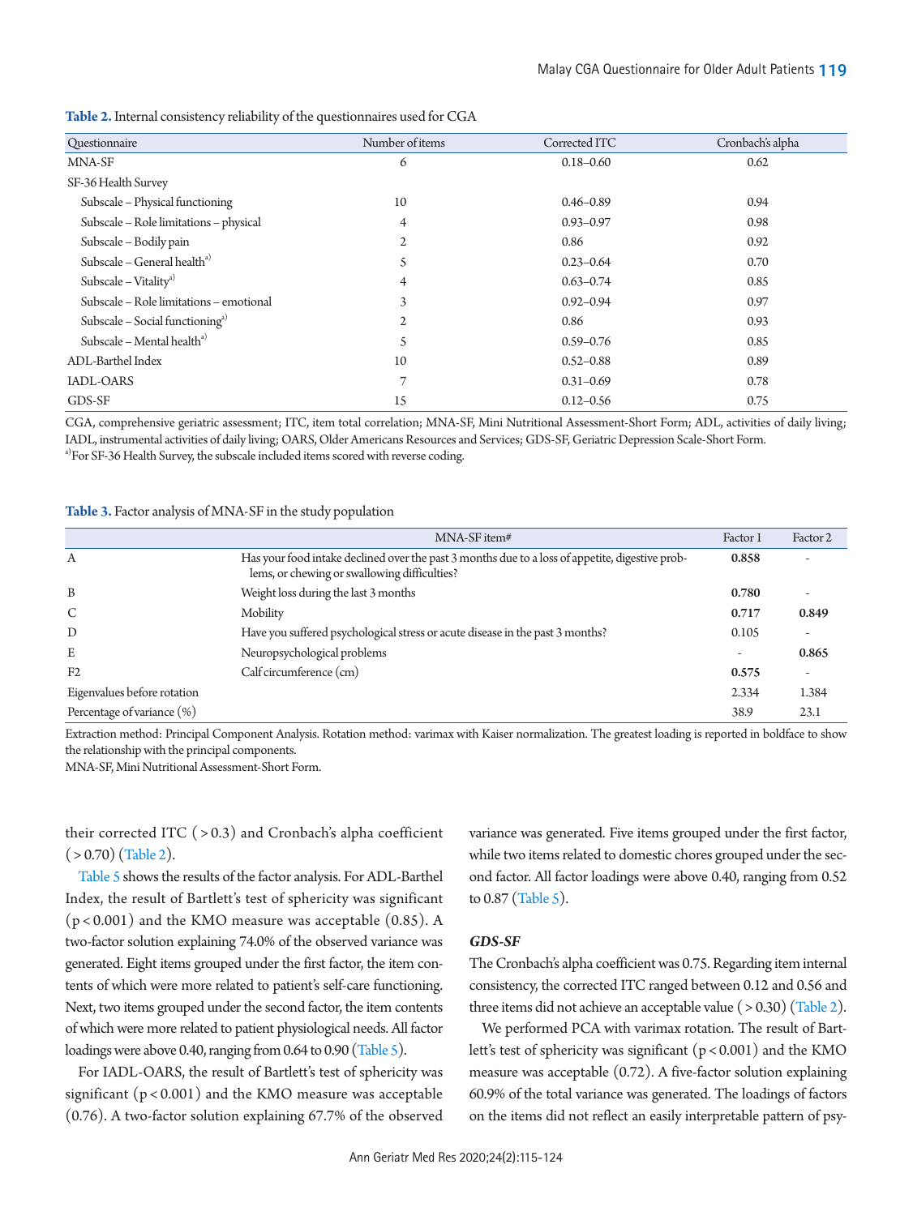**Table 2.** Internal consistency reliability of the questionnaires used for CGA

| Questionnaire | Number of items | Corrected ITC | Cronbach's alpha |
|---|---|---|---|
| MNA-SF | 6 | 0.18–0.60 | 0.62 |
| SF-36 Health Survey | | | |
| Subscale – Physical functioning | 10 | 0.46–0.89 | 0.94 |
| Subscale – Role limitations – physical | 4 | 0.93–0.97 | 0.98 |
| Subscale – Bodily pain | 2 | 0.86 | 0.92 |
| Subscale – General health[a)] | 5 | 0.23–0.64 | 0.70 |
| Subscale – Vitality[a)] | 4 | 0.63–0.74 | 0.85 |
| Subscale – Role limitations – emotional | 3 | 0.92–0.94 | 0.97 |
| Subscale – Social functioning[a)] | 2 | 0.86 | 0.93 |
| Subscale – Mental health[a)] | 5 | 0.59–0.76 | 0.85 |
| ADL-Barthel Index | 10 | 0.52–0.88 | 0.89 |
| IADL-OARS | 7 | 0.31–0.69 | 0.78 |
| GDS-SF | 15 | 0.12–0.56 | 0.75 |

CGA, comprehensive geriatric assessment; ITC, item total correlation; MNA-SF, Mini Nutritional Assessment-Short Form; ADL, activities of daily living; IADL, instrumental activities of daily living; OARS, Older Americans Resources and Services; GDS-SF, Geriatric Depression Scale-Short Form.
[a)]For SF-36 Health Survey, the subscale included items scored with reverse coding.

**Table 3.** Factor analysis of MNA-SF in the study population

| | MNA-SF item# | Factor 1 | Factor 2 |
|---|---|---|---|
| A | Has your food intake declined over the past 3 months due to a loss of appetite, digestive problems, or chewing or swallowing difficulties? | **0.858** | - |
| B | Weight loss during the last 3 months | **0.780** | - |
| C | Mobility | **0.717** | **0.849** |
| D | Have you suffered psychological stress or acute disease in the past 3 months? | 0.105 | - |
| E | Neuropsychological problems | - | **0.865** |
| F2 | Calf circumference (cm) | **0.575** | - |
| Eigenvalues before rotation | | 2.334 | 1.384 |
| Percentage of variance (%) | | 38.9 | 23.1 |

Extraction method: Principal Component Analysis. Rotation method: varimax with Kaiser normalization. The greatest loading is reported in boldface to show the relationship with the principal components.
MNA-SF, Mini Nutritional Assessment-Short Form.

their corrected ITC (>0.3) and Cronbach's alpha coefficient (>0.70) (Table 2).

Table 5 shows the results of the factor analysis. For ADL-Barthel Index, the result of Bartlett's test of sphericity was significant ($p<0.001$) and the KMO measure was acceptable (0.85). A two-factor solution explaining 74.0% of the observed variance was generated. Eight items grouped under the first factor, the item contents of which were more related to patient's self-care functioning. Next, two items grouped under the second factor, the item contents of which were more related to patient physiological needs. All factor loadings were above 0.40, ranging from 0.64 to 0.90 (Table 5).

For IADL-OARS, the result of Bartlett's test of sphericity was significant ($p<0.001$) and the KMO measure was acceptable (0.76). A two-factor solution explaining 67.7% of the observed variance was generated. Five items grouped under the first factor, while two items related to domestic chores grouped under the second factor. All factor loadings were above 0.40, ranging from 0.52 to 0.87 (Table 5).

### *GDS-SF*

The Cronbach's alpha coefficient was 0.75. Regarding item internal consistency, the corrected ITC ranged between 0.12 and 0.56 and three items did not achieve an acceptable value (>0.30) (Table 2).

We performed PCA with varimax rotation. The result of Bartlett's test of sphericity was significant ($p<0.001$) and the KMO measure was acceptable (0.72). A five-factor solution explaining 60.9% of the total variance was generated. The loadings of factors on the items did not reflect an easily interpretable pattern of psy-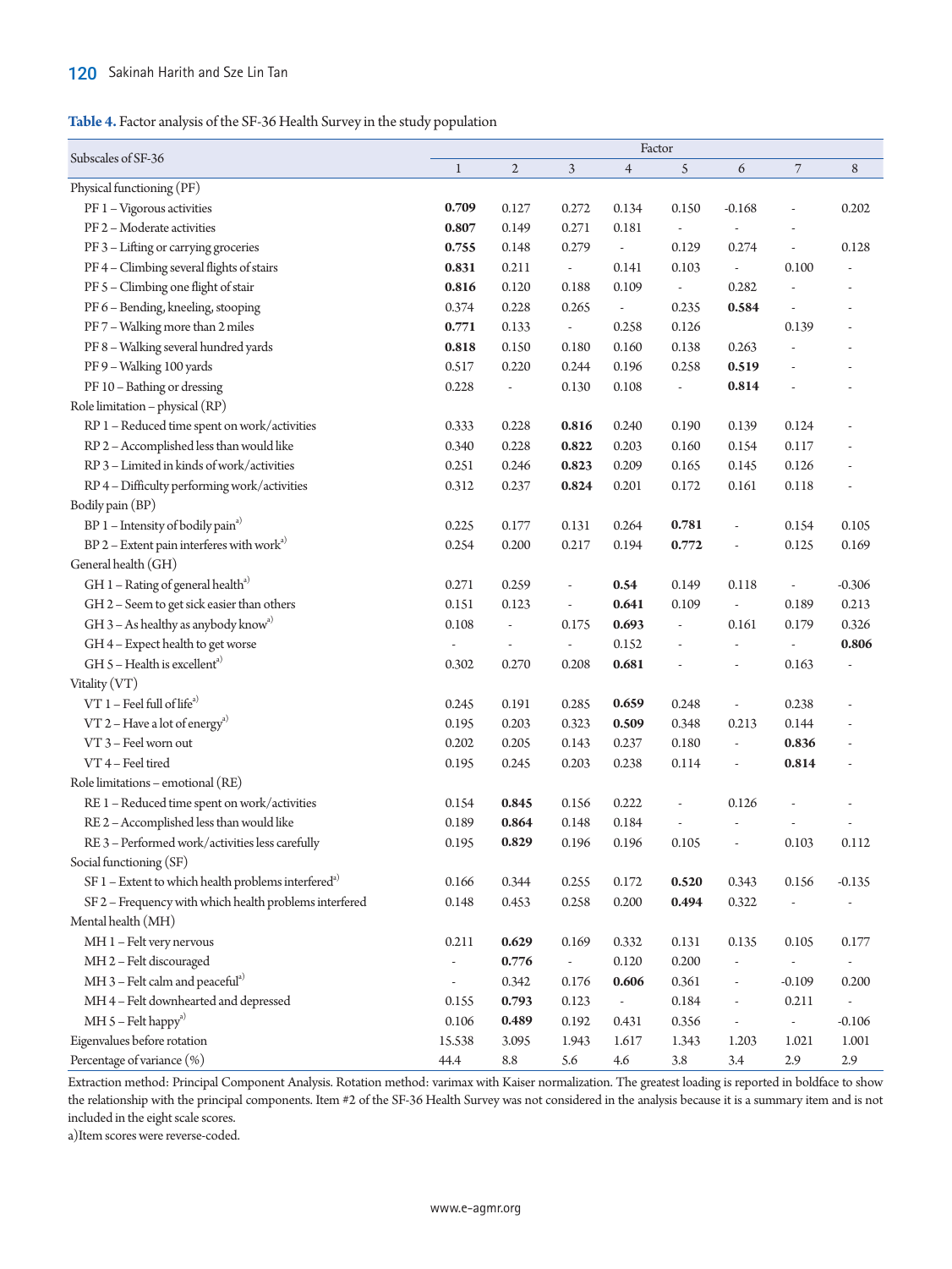**Table 4.** Factor analysis of the SF-36 Health Survey in the study population

| Subscales of SF-36 | Factor | | | | | | | |
|---|---|---|---|---|---|---|---|---|
| | 1 | 2 | 3 | 4 | 5 | 6 | 7 | 8 |
| Physical functioning (PF) | | | | | | | | |
| PF 1 – Vigorous activities | **0.709** | 0.127 | 0.272 | 0.134 | 0.150 | -0.168 | - | 0.202 |
| PF 2 – Moderate activities | **0.807** | 0.149 | 0.271 | 0.181 | - | - | - | |
| PF 3 – Lifting or carrying groceries | **0.755** | 0.148 | 0.279 | - | 0.129 | 0.274 | - | 0.128 |
| PF 4 – Climbing several flights of stairs | **0.831** | 0.211 | - | 0.141 | 0.103 | - | 0.100 | - |
| PF 5 – Climbing one flight of stair | **0.816** | 0.120 | 0.188 | 0.109 | - | 0.282 | - | - |
| PF 6 – Bending, kneeling, stooping | 0.374 | 0.228 | 0.265 | - | 0.235 | **0.584** | - | - |
| PF 7 – Walking more than 2 miles | **0.771** | 0.133 | - | 0.258 | 0.126 | | 0.139 | - |
| PF 8 – Walking several hundred yards | **0.818** | 0.150 | 0.180 | 0.160 | 0.138 | 0.263 | - | - |
| PF 9 – Walking 100 yards | 0.517 | 0.220 | 0.244 | 0.196 | 0.258 | **0.519** | - | - |
| PF 10 – Bathing or dressing | 0.228 | - | 0.130 | 0.108 | - | **0.814** | - | - |
| Role limitation – physical (RP) | | | | | | | | |
| RP 1 – Reduced time spent on work/activities | 0.333 | 0.228 | **0.816** | 0.240 | 0.190 | 0.139 | 0.124 | - |
| RP 2 – Accomplished less than would like | 0.340 | 0.228 | **0.822** | 0.203 | 0.160 | 0.154 | 0.117 | - |
| RP 3 – Limited in kinds of work/activities | 0.251 | 0.246 | **0.823** | 0.209 | 0.165 | 0.145 | 0.126 | - |
| RP 4 – Difficulty performing work/activities | 0.312 | 0.237 | **0.824** | 0.201 | 0.172 | 0.161 | 0.118 | - |
| Bodily pain (BP) | | | | | | | | |
| BP 1 – Intensity of bodily pain[a] | 0.225 | 0.177 | 0.131 | 0.264 | **0.781** | - | 0.154 | 0.105 |
| BP 2 – Extent pain interferes with work[a] | 0.254 | 0.200 | 0.217 | 0.194 | **0.772** | - | 0.125 | 0.169 |
| General health (GH) | | | | | | | | |
| GH 1 – Rating of general health[a] | 0.271 | 0.259 | - | **0.54** | 0.149 | 0.118 | - | -0.306 |
| GH 2 – Seem to get sick easier than others | 0.151 | 0.123 | - | **0.641** | 0.109 | - | 0.189 | 0.213 |
| GH 3 – As healthy as anybody know[a] | 0.108 | - | 0.175 | **0.693** | - | 0.161 | 0.179 | 0.326 |
| GH 4 – Expect health to get worse | - | - | - | 0.152 | - | - | - | **0.806** |
| GH 5 – Health is excellent[a] | 0.302 | 0.270 | 0.208 | **0.681** | - | - | 0.163 | - |
| Vitality (VT) | | | | | | | | |
| VT 1 – Feel full of life[a] | 0.245 | 0.191 | 0.285 | **0.659** | 0.248 | - | 0.238 | - |
| VT 2 – Have a lot of energy[a] | 0.195 | 0.203 | 0.323 | **0.509** | 0.348 | 0.213 | 0.144 | - |
| VT 3 – Feel worn out | 0.202 | 0.205 | 0.143 | 0.237 | 0.180 | - | **0.836** | - |
| VT 4 – Feel tired | 0.195 | 0.245 | 0.203 | 0.238 | 0.114 | - | **0.814** | - |
| Role limitations – emotional (RE) | | | | | | | | |
| RE 1 – Reduced time spent on work/activities | 0.154 | **0.845** | 0.156 | 0.222 | - | 0.126 | - | - |
| RE 2 – Accomplished less than would like | 0.189 | **0.864** | 0.148 | 0.184 | - | - | - | - |
| RE 3 – Performed work/activities less carefully | 0.195 | **0.829** | 0.196 | 0.196 | 0.105 | - | 0.103 | 0.112 |
| Social functioning (SF) | | | | | | | | |
| SF 1 – Extent to which health problems interfered[a] | 0.166 | 0.344 | 0.255 | 0.172 | **0.520** | 0.343 | 0.156 | -0.135 |
| SF 2 – Frequency with which health problems interfered | 0.148 | 0.453 | 0.258 | 0.200 | **0.494** | 0.322 | - | - |
| Mental health (MH) | | | | | | | | |
| MH 1 – Felt very nervous | 0.211 | **0.629** | 0.169 | 0.332 | 0.131 | 0.135 | 0.105 | 0.177 |
| MH 2 – Felt discouraged | - | **0.776** | - | 0.120 | 0.200 | - | - | - |
| MH 3 – Felt calm and peaceful[a] | - | 0.342 | 0.176 | **0.606** | 0.361 | - | -0.109 | 0.200 |
| MH 4 – Felt downhearted and depressed | 0.155 | **0.793** | 0.123 | - | 0.184 | - | 0.211 | - |
| MH 5 – Felt happy[a] | 0.106 | **0.489** | 0.192 | 0.431 | 0.356 | - | - | -0.106 |
| Eigenvalues before rotation | 15.538 | 3.095 | 1.943 | 1.617 | 1.343 | 1.203 | 1.021 | 1.001 |
| Percentage of variance (%) | 44.4 | 8.8 | 5.6 | 4.6 | 3.8 | 3.4 | 2.9 | 2.9 |

Extraction method: Principal Component Analysis. Rotation method: varimax with Kaiser normalization. The greatest loading is reported in boldface to show the relationship with the principal components. Item #2 of the SF-36 Health Survey was not considered in the analysis because it is a summary item and is not included in the eight scale scores.

a)Item scores were reverse-coded.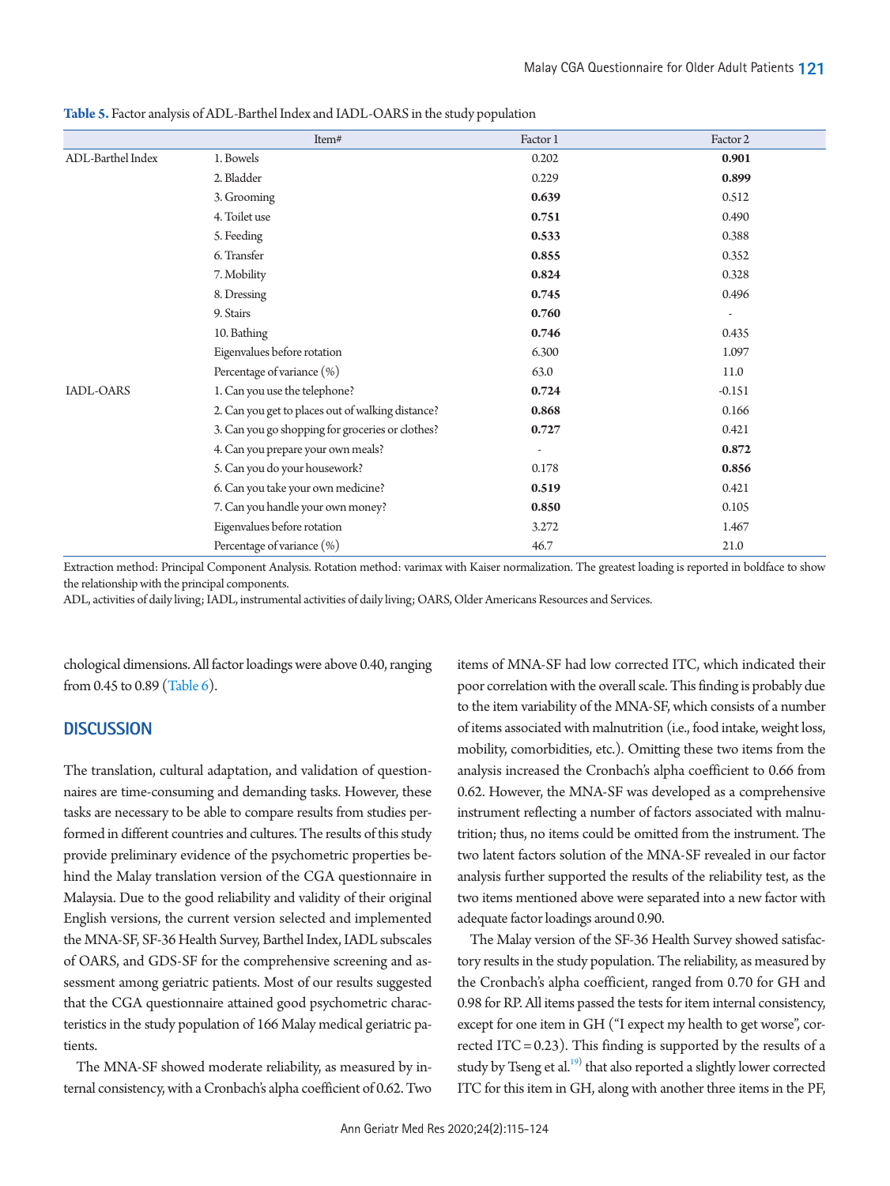**Table 5.** Factor analysis of ADL-Barthel Index and IADL-OARS in the study population

| | Item# | Factor 1 | Factor 2 |
|---|---|---|---|
| ADL-Barthel Index | 1. Bowels | 0.202 | **0.901** |
| | 2. Bladder | 0.229 | **0.899** |
| | 3. Grooming | **0.639** | 0.512 |
| | 4. Toilet use | **0.751** | 0.490 |
| | 5. Feeding | **0.533** | 0.388 |
| | 6. Transfer | **0.855** | 0.352 |
| | 7. Mobility | **0.824** | 0.328 |
| | 8. Dressing | **0.745** | 0.496 |
| | 9. Stairs | **0.760** | - |
| | 10. Bathing | **0.746** | 0.435 |
| | Eigenvalues before rotation | 6.300 | 1.097 |
| | Percentage of variance (%) | 63.0 | 11.0 |
| IADL-OARS | 1. Can you use the telephone? | **0.724** | -0.151 |
| | 2. Can you get to places out of walking distance? | **0.868** | 0.166 |
| | 3. Can you go shopping for groceries or clothes? | **0.727** | 0.421 |
| | 4. Can you prepare your own meals? | - | **0.872** |
| | 5. Can you do your housework? | 0.178 | **0.856** |
| | 6. Can you take your own medicine? | **0.519** | 0.421 |
| | 7. Can you handle your own money? | **0.850** | 0.105 |
| | Eigenvalues before rotation | 3.272 | 1.467 |
| | Percentage of variance (%) | 46.7 | 21.0 |

Extraction method: Principal Component Analysis. Rotation method: varimax with Kaiser normalization. The greatest loading is reported in boldface to show the relationship with the principal components.
ADL, activities of daily living; IADL, instrumental activities of daily living; OARS, Older Americans Resources and Services.

chological dimensions. All factor loadings were above 0.40, ranging from 0.45 to 0.89 (Table 6).

## DISCUSSION

The translation, cultural adaptation, and validation of questionnaires are time-consuming and demanding tasks. However, these tasks are necessary to be able to compare results from studies performed in different countries and cultures. The results of this study provide preliminary evidence of the psychometric properties behind the Malay translation version of the CGA questionnaire in Malaysia. Due to the good reliability and validity of their original English versions, the current version selected and implemented the MNA-SF, SF-36 Health Survey, Barthel Index, IADL subscales of OARS, and GDS-SF for the comprehensive screening and assessment among geriatric patients. Most of our results suggested that the CGA questionnaire attained good psychometric characteristics in the study population of 166 Malay medical geriatric patients.

The MNA-SF showed moderate reliability, as measured by internal consistency, with a Cronbach's alpha coefficient of 0.62. Two items of MNA-SF had low corrected ITC, which indicated their poor correlation with the overall scale. This finding is probably due to the item variability of the MNA-SF, which consists of a number of items associated with malnutrition (i.e., food intake, weight loss, mobility, comorbidities, etc.). Omitting these two items from the analysis increased the Cronbach's alpha coefficient to 0.66 from 0.62. However, the MNA-SF was developed as a comprehensive instrument reflecting a number of factors associated with malnutrition; thus, no items could be omitted from the instrument. The two latent factors solution of the MNA-SF revealed in our factor analysis further supported the results of the reliability test, as the two items mentioned above were separated into a new factor with adequate factor loadings around 0.90.

The Malay version of the SF-36 Health Survey showed satisfactory results in the study population. The reliability, as measured by the Cronbach's alpha coefficient, ranged from 0.70 for GH and 0.98 for RP. All items passed the tests for item internal consistency, except for one item in GH ("I expect my health to get worse", corrected ITC = 0.23). This finding is supported by the results of a study by Tseng et al.[19] that also reported a slightly lower corrected ITC for this item in GH, along with another three items in the PF,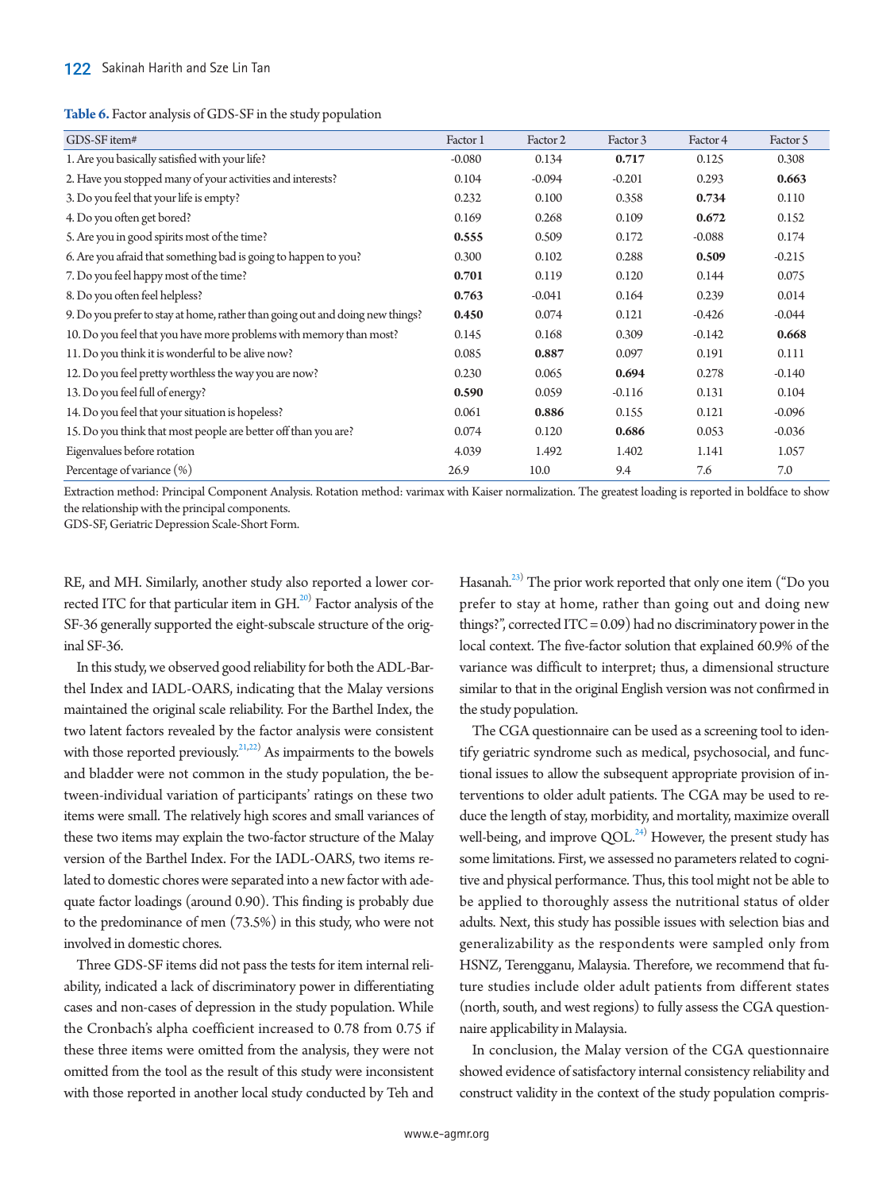**Table 6.** Factor analysis of GDS-SF in the study population

| GDS-SF item# | Factor 1 | Factor 2 | Factor 3 | Factor 4 | Factor 5 |
|---|---|---|---|---|---|
| 1. Are you basically satisfied with your life? | -0.080 | 0.134 | **0.717** | 0.125 | 0.308 |
| 2. Have you stopped many of your activities and interests? | 0.104 | -0.094 | -0.201 | 0.293 | **0.663** |
| 3. Do you feel that your life is empty? | 0.232 | 0.100 | 0.358 | **0.734** | 0.110 |
| 4. Do you often get bored? | 0.169 | 0.268 | 0.109 | **0.672** | 0.152 |
| 5. Are you in good spirits most of the time? | **0.555** | 0.509 | 0.172 | -0.088 | 0.174 |
| 6. Are you afraid that something bad is going to happen to you? | 0.300 | 0.102 | 0.288 | **0.509** | -0.215 |
| 7. Do you feel happy most of the time? | **0.701** | 0.119 | 0.120 | 0.144 | 0.075 |
| 8. Do you often feel helpless? | **0.763** | -0.041 | 0.164 | 0.239 | 0.014 |
| 9. Do you prefer to stay at home, rather than going out and doing new things? | **0.450** | 0.074 | 0.121 | -0.426 | -0.044 |
| 10. Do you feel that you have more problems with memory than most? | 0.145 | 0.168 | 0.309 | -0.142 | **0.668** |
| 11. Do you think it is wonderful to be alive now? | 0.085 | **0.887** | 0.097 | 0.191 | 0.111 |
| 12. Do you feel pretty worthless the way you are now? | 0.230 | 0.065 | **0.694** | 0.278 | -0.140 |
| 13. Do you feel full of energy? | **0.590** | 0.059 | -0.116 | 0.131 | 0.104 |
| 14. Do you feel that your situation is hopeless? | 0.061 | **0.886** | 0.155 | 0.121 | -0.096 |
| 15. Do you think that most people are better off than you are? | 0.074 | 0.120 | **0.686** | 0.053 | -0.036 |
| Eigenvalues before rotation | 4.039 | 1.492 | 1.402 | 1.141 | 1.057 |
| Percentage of variance (%) | 26.9 | 10.0 | 9.4 | 7.6 | 7.0 |

Extraction method: Principal Component Analysis. Rotation method: varimax with Kaiser normalization. The greatest loading is reported in boldface to show the relationship with the principal components.
GDS-SF, Geriatric Depression Scale-Short Form.

RE, and MH. Similarly, another study also reported a lower corrected ITC for that particular item in GH.[20] Factor analysis of the SF-36 generally supported the eight-subscale structure of the original SF-36.

In this study, we observed good reliability for both the ADL-Barthel Index and IADL-OARS, indicating that the Malay versions maintained the original scale reliability. For the Barthel Index, the two latent factors revealed by the factor analysis were consistent with those reported previously.[21,22] As impairments to the bowels and bladder were not common in the study population, the between-individual variation of participants' ratings on these two items were small. The relatively high scores and small variances of these two items may explain the two-factor structure of the Malay version of the Barthel Index. For the IADL-OARS, two items related to domestic chores were separated into a new factor with adequate factor loadings (around 0.90). This finding is probably due to the predominance of men (73.5%) in this study, who were not involved in domestic chores.

Three GDS-SF items did not pass the tests for item internal reliability, indicated a lack of discriminatory power in differentiating cases and non-cases of depression in the study population. While the Cronbach's alpha coefficient increased to 0.78 from 0.75 if these three items were omitted from the analysis, they were not omitted from the tool as the result of this study were inconsistent with those reported in another local study conducted by Teh and Hasanah.[23] The prior work reported that only one item ("Do you prefer to stay at home, rather than going out and doing new things?", corrected ITC = 0.09) had no discriminatory power in the local context. The five-factor solution that explained 60.9% of the variance was difficult to interpret; thus, a dimensional structure similar to that in the original English version was not confirmed in the study population.

The CGA questionnaire can be used as a screening tool to identify geriatric syndrome such as medical, psychosocial, and functional issues to allow the subsequent appropriate provision of interventions to older adult patients. The CGA may be used to reduce the length of stay, morbidity, and mortality, maximize overall well-being, and improve QOL.[24] However, the present study has some limitations. First, we assessed no parameters related to cognitive and physical performance. Thus, this tool might not be able to be applied to thoroughly assess the nutritional status of older adults. Next, this study has possible issues with selection bias and generalizability as the respondents were sampled only from HSNZ, Terengganu, Malaysia. Therefore, we recommend that future studies include older adult patients from different states (north, south, and west regions) to fully assess the CGA questionnaire applicability in Malaysia.

In conclusion, the Malay version of the CGA questionnaire showed evidence of satisfactory internal consistency reliability and construct validity in the context of the study population compris-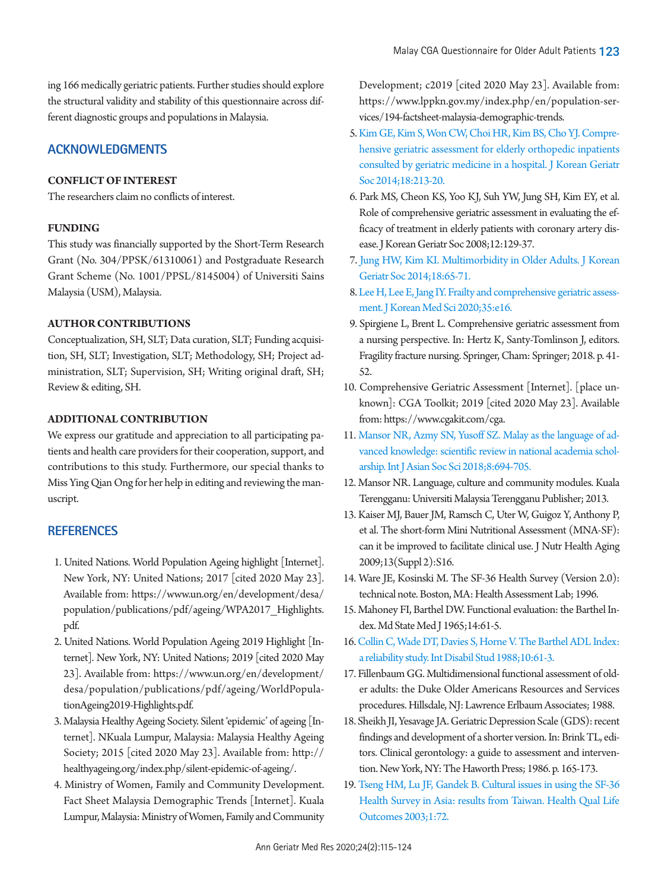ing 166 medically geriatric patients. Further studies should explore the structural validity and stability of this questionnaire across different diagnostic groups and populations in Malaysia.

## ACKNOWLEDGMENTS

### CONFLICT OF INTEREST

The researchers claim no conflicts of interest.

### FUNDING

This study was financially supported by the Short-Term Research Grant (No. 304/PPSK/61310061) and Postgraduate Research Grant Scheme (No. 1001/PPSL/8145004) of Universiti Sains Malaysia (USM), Malaysia.

### AUTHOR CONTRIBUTIONS

Conceptualization, SH, SLT; Data curation, SLT; Funding acquisition, SH, SLT; Investigation, SLT; Methodology, SH; Project administration, SLT; Supervision, SH; Writing original draft, SH; Review & editing, SH.

### ADDITIONAL CONTRIBUTION

We express our gratitude and appreciation to all participating patients and health care providers for their cooperation, support, and contributions to this study. Furthermore, our special thanks to Miss Ying Qian Ong for her help in editing and reviewing the manuscript.

## REFERENCES

1. United Nations. World Population Ageing highlight [Internet]. New York, NY: United Nations; 2017 [cited 2020 May 23]. Available from: https://www.un.org/en/development/desa/population/publications/pdf/ageing/WPA2017_Highlights.pdf.
2. United Nations. World Population Ageing 2019 Highlight [Internet]. New York, NY: United Nations; 2019 [cited 2020 May 23]. Available from: https://www.un.org/en/development/desa/population/publications/pdf/ageing/WorldPopulationAgeing2019-Highlights.pdf.
3. Malaysia Healthy Ageing Society. Silent 'epidemic' of ageing [Internet]. NKuala Lumpur, Malaysia: Malaysia Healthy Ageing Society; 2015 [cited 2020 May 23]. Available from: http://healthyageing.org/index.php/silent-epidemic-of-ageing/.
4. Ministry of Women, Family and Community Development. Fact Sheet Malaysia Demographic Trends [Internet]. Kuala Lumpur, Malaysia: Ministry of Women, Family and Community Development; c2019 [cited 2020 May 23]. Available from: https://www.lppkn.gov.my/index.php/en/population-services/194-factsheet-malaysia-demographic-trends.
5. Kim GE, Kim S, Won CW, Choi HR, Kim BS, Cho YJ. Comprehensive geriatric assessment for elderly orthopedic inpatients consulted by geriatric medicine in a hospital. J Korean Geriatr Soc 2014;18:213-20.
6. Park MS, Cheon KS, Yoo KJ, Suh YW, Jung SH, Kim EY, et al. Role of comprehensive geriatric assessment in evaluating the efficacy of treatment in elderly patients with coronary artery disease. J Korean Geriatr Soc 2008;12:129-37.
7. Jung HW, Kim KI. Multimorbidity in Older Adults. J Korean Geriatr Soc 2014;18:65-71.
8. Lee H, Lee E, Jang IY. Frailty and comprehensive geriatric assessment. J Korean Med Sci 2020;35:e16.
9. Spirgiene L, Brent L. Comprehensive geriatric assessment from a nursing perspective. In: Hertz K, Santy-Tomlinson J, editors. Fragility fracture nursing. Springer, Cham: Springer; 2018. p. 41-52.
10. Comprehensive Geriatric Assessment [Internet]. [place unknown]: CGA Toolkit; 2019 [cited 2020 May 23]. Available from: https://www.cgakit.com/cga.
11. Mansor NR, Azmy SN, Yusoff SZ. Malay as the language of advanced knowledge: scientific review in national academia scholarship. Int J Asian Soc Sci 2018;8:694-705.
12. Mansor NR. Language, culture and community modules. Kuala Terengganu: Universiti Malaysia Terengganu Publisher; 2013.
13. Kaiser MJ, Bauer JM, Ramsch C, Uter W, Guigoz Y, Anthony P, et al. The short-form Mini Nutritional Assessment (MNA-SF): can it be improved to facilitate clinical use. J Nutr Health Aging 2009;13(Suppl 2):S16.
14. Ware JE, Kosinski M. The SF-36 Health Survey (Version 2.0): technical note. Boston, MA: Health Assessment Lab; 1996.
15. Mahoney FI, Barthel DW. Functional evaluation: the Barthel Index. Md State Med J 1965;14:61-5.
16. Collin C, Wade DT, Davies S, Horne V. The Barthel ADL Index: a reliability study. Int Disabil Stud 1988;10:61-3.
17. Fillenbaum GG. Multidimensional functional assessment of older adults: the Duke Older Americans Resources and Services procedures. Hillsdale, NJ: Lawrence Erlbaum Associates; 1988.
18. Sheikh JI, Yesavage JA. Geriatric Depression Scale (GDS): recent findings and development of a shorter version. In: Brink TL, editors. Clinical gerontology: a guide to assessment and intervention. New York, NY: The Haworth Press; 1986. p. 165-173.
19. Tseng HM, Lu JF, Gandek B. Cultural issues in using the SF-36 Health Survey in Asia: results from Taiwan. Health Qual Life Outcomes 2003;1:72.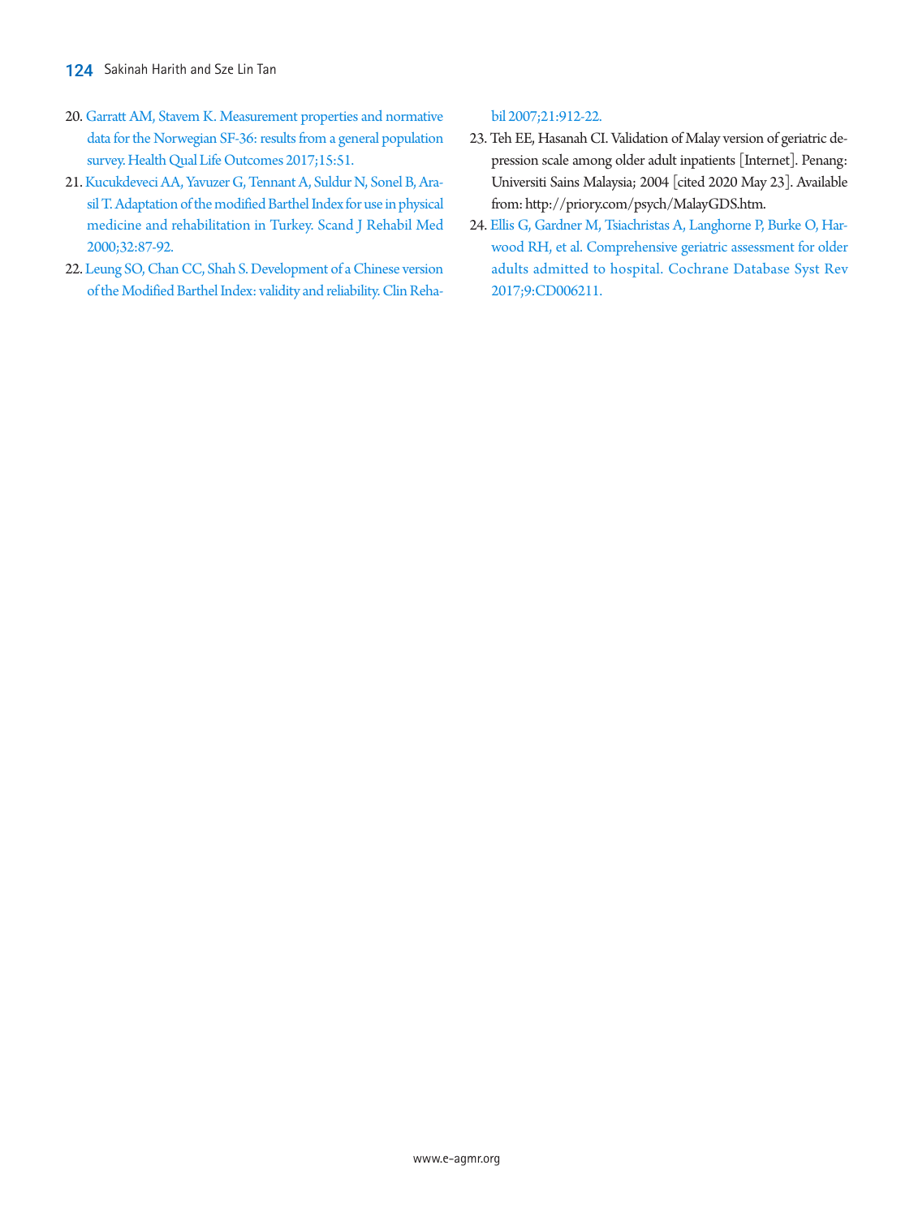20. Garratt AM, Stavem K. Measurement properties and normative data for the Norwegian SF-36: results from a general population survey. Health Qual Life Outcomes 2017;15:51.
21. Kucukdeveci AA, Yavuzer G, Tennant A, Suldur N, Sonel B, Arasil T. Adaptation of the modified Barthel Index for use in physical medicine and rehabilitation in Turkey. Scand J Rehabil Med 2000;32:87-92.
22. Leung SO, Chan CC, Shah S. Development of a Chinese version of the Modified Barthel Index: validity and reliability. Clin Rehabil 2007;21:912-22.
23. Teh EE, Hasanah CI. Validation of Malay version of geriatric depression scale among older adult inpatients [Internet]. Penang: Universiti Sains Malaysia; 2004 [cited 2020 May 23]. Available from: http://priory.com/psych/MalayGDS.htm.
24. Ellis G, Gardner M, Tsiachristas A, Langhorne P, Burke O, Harwood RH, et al. Comprehensive geriatric assessment for older adults admitted to hospital. Cochrane Database Syst Rev 2017;9:CD006211.